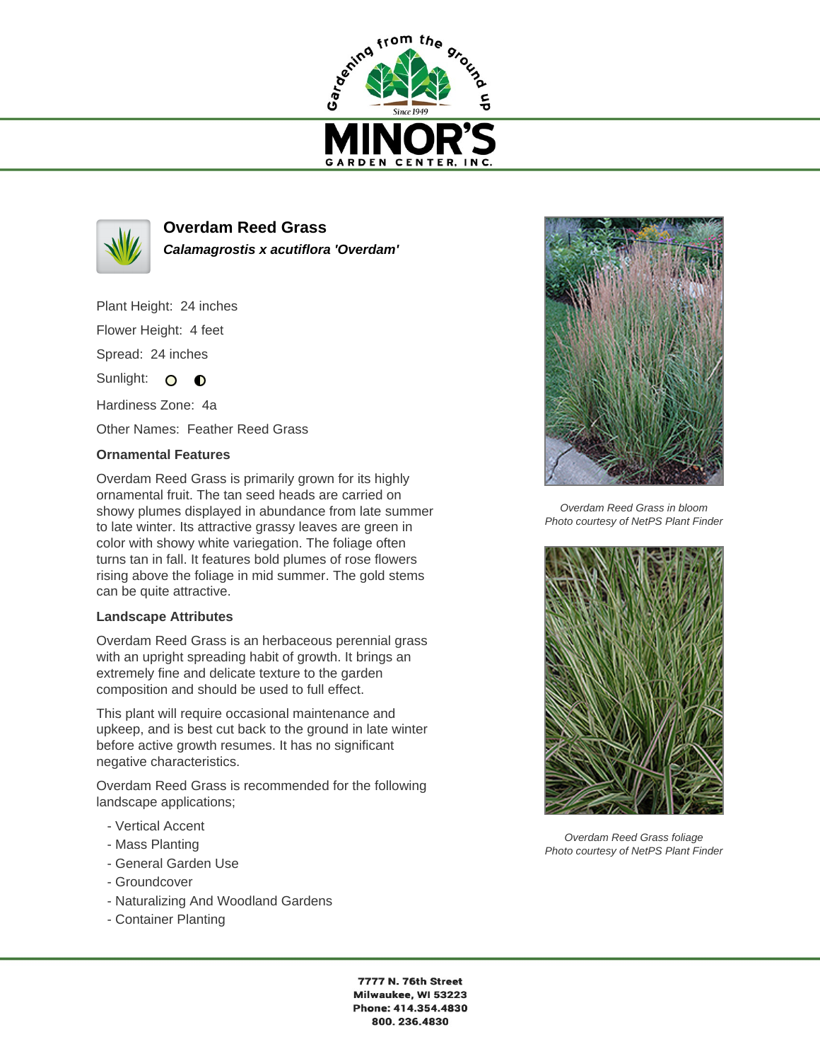Gardening from the ground up

Since 1949

# MINOR'S GARDEN CENTER, INC.

## Overdam Reed Grass

***Calamagrostis x acutiflora 'Overdam'***

Plant Height: 24 inches

Flower Height: 4 feet

Spread: 24 inches

Sunlight:

Hardiness Zone: 4a

Other Names: Feather Reed Grass

### Ornamental Features

Overdam Reed Grass is primarily grown for its highly ornamental fruit. The tan seed heads are carried on showy plumes displayed in abundance from late summer to late winter. Its attractive grassy leaves are green in color with showy white variegation. The foliage often turns tan in fall. It features bold plumes of rose flowers rising above the foliage in mid summer. The gold stems can be quite attractive.

### Landscape Attributes

Overdam Reed Grass is an herbaceous perennial grass with an upright spreading habit of growth. It brings an extremely fine and delicate texture to the garden composition and should be used to full effect.

This plant will require occasional maintenance and upkeep, and is best cut back to the ground in late winter before active growth resumes. It has no significant negative characteristics.

Overdam Reed Grass is recommended for the following landscape applications;

- Vertical Accent
- Mass Planting
- General Garden Use
- Groundcover
- Naturalizing And Woodland Gardens
- Container Planting

*Overdam Reed Grass in bloom*
*Photo courtesy of NetPS Plant Finder*

*Overdam Reed Grass foliage*
*Photo courtesy of NetPS Plant Finder*

**7777 N. 76th Street**
**Milwaukee, WI 53223**
**Phone: 414.354.4830**
**800. 236.4830**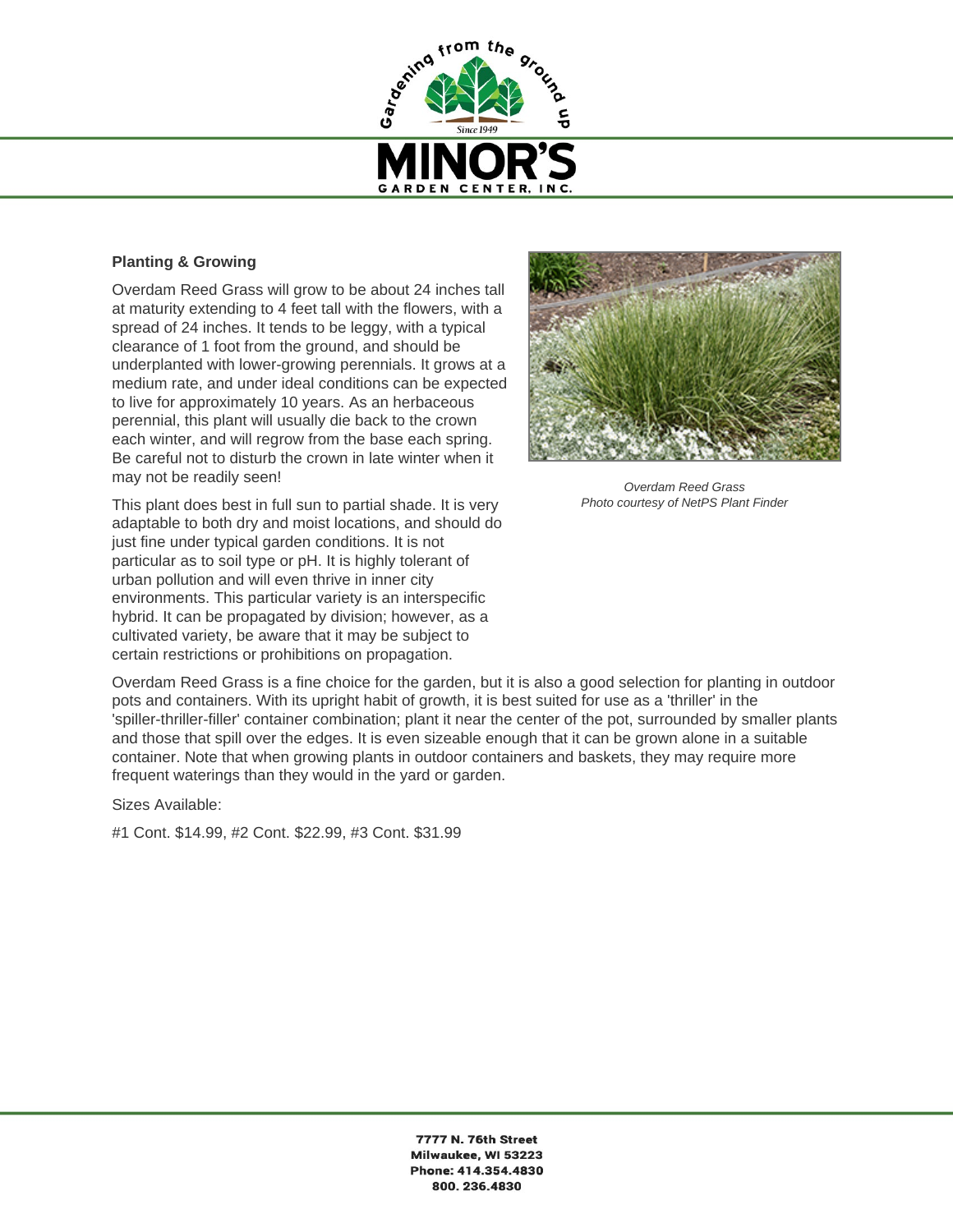## Planting & Growing

Overdam Reed Grass will grow to be about 24 inches tall at maturity extending to 4 feet tall with the flowers, with a spread of 24 inches. It tends to be leggy, with a typical clearance of 1 foot from the ground, and should be underplanted with lower-growing perennials. It grows at a medium rate, and under ideal conditions can be expected to live for approximately 10 years. As an herbaceous perennial, this plant will usually die back to the crown each winter, and will regrow from the base each spring. Be careful not to disturb the crown in late winter when it may not be readily seen!

*Overdam Reed Grass*
*Photo courtesy of NetPS Plant Finder*

This plant does best in full sun to partial shade. It is very adaptable to both dry and moist locations, and should do just fine under typical garden conditions. It is not particular as to soil type or pH. It is highly tolerant of urban pollution and will even thrive in inner city environments. This particular variety is an interspecific hybrid. It can be propagated by division; however, as a cultivated variety, be aware that it may be subject to certain restrictions or prohibitions on propagation.

Overdam Reed Grass is a fine choice for the garden, but it is also a good selection for planting in outdoor pots and containers. With its upright habit of growth, it is best suited for use as a 'thriller' in the 'spiller-thriller-filler' container combination; plant it near the center of the pot, surrounded by smaller plants and those that spill over the edges. It is even sizeable enough that it can be grown alone in a suitable container. Note that when growing plants in outdoor containers and baskets, they may require more frequent waterings than they would in the yard or garden.

Sizes Available:

#1 Cont. $14.99, #2 Cont. $22.99, #3 Cont. $31.99